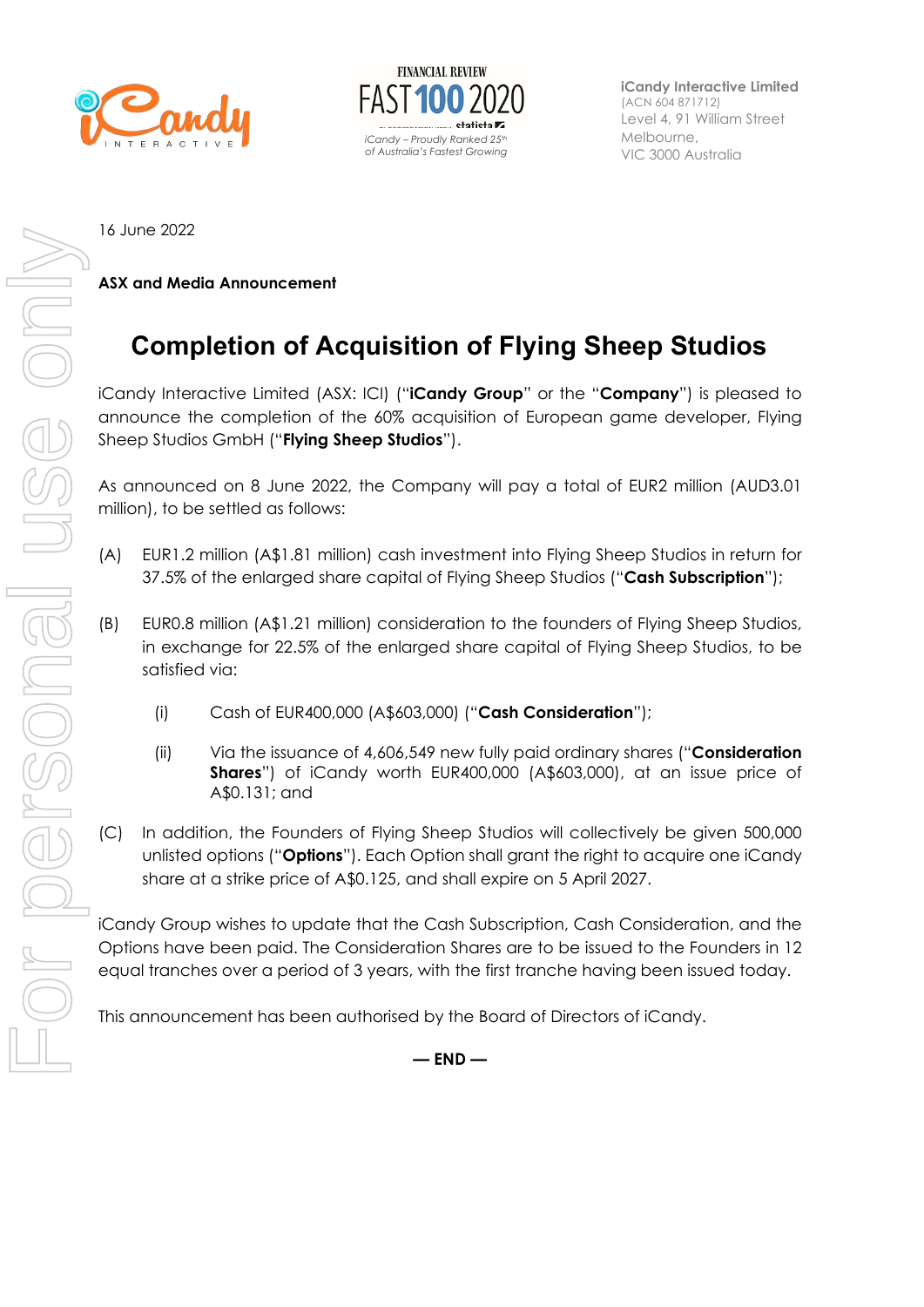iCandy Interactive Limited
(ACN 604 871712)
Level 4, 91 William Street
Melbourne,
VIC 3000 Australia

FINANCIAL REVIEW FAST 100 2020

*iCandy – Proudly Ranked 25th of Australia's Fastest Growing*

16 June 2022

**ASX and Media Announcement**

# Completion of Acquisition of Flying Sheep Studios

iCandy Interactive Limited (ASX: ICI) ("**iCandy Group**" or the "**Company**") is pleased to announce the completion of the 60% acquisition of European game developer, Flying Sheep Studios GmbH ("**Flying Sheep Studios**").

As announced on 8 June 2022, the Company will pay a total of EUR2 million (AUD3.01 million), to be settled as follows:

(A) EUR1.2 million (A$1.81 million) cash investment into Flying Sheep Studios in return for 37.5% of the enlarged share capital of Flying Sheep Studios ("**Cash Subscription**");

(B) EUR0.8 million (A$1.21 million) consideration to the founders of Flying Sheep Studios, in exchange for 22.5% of the enlarged share capital of Flying Sheep Studios, to be satisfied via:

  (i) Cash of EUR400,000 (A$603,000) ("**Cash Consideration**");

  (ii) Via the issuance of 4,606,549 new fully paid ordinary shares ("**Consideration Shares**") of iCandy worth EUR400,000 (A$603,000), at an issue price of A$0.131; and

(C) In addition, the Founders of Flying Sheep Studios will collectively be given 500,000 unlisted options ("**Options**"). Each Option shall grant the right to acquire one iCandy share at a strike price of A$0.125, and shall expire on 5 April 2027.

iCandy Group wishes to update that the Cash Subscription, Cash Consideration, and the Options have been paid. The Consideration Shares are to be issued to the Founders in 12 equal tranches over a period of 3 years, with the first tranche having been issued today.

This announcement has been authorised by the Board of Directors of iCandy.

**— END —**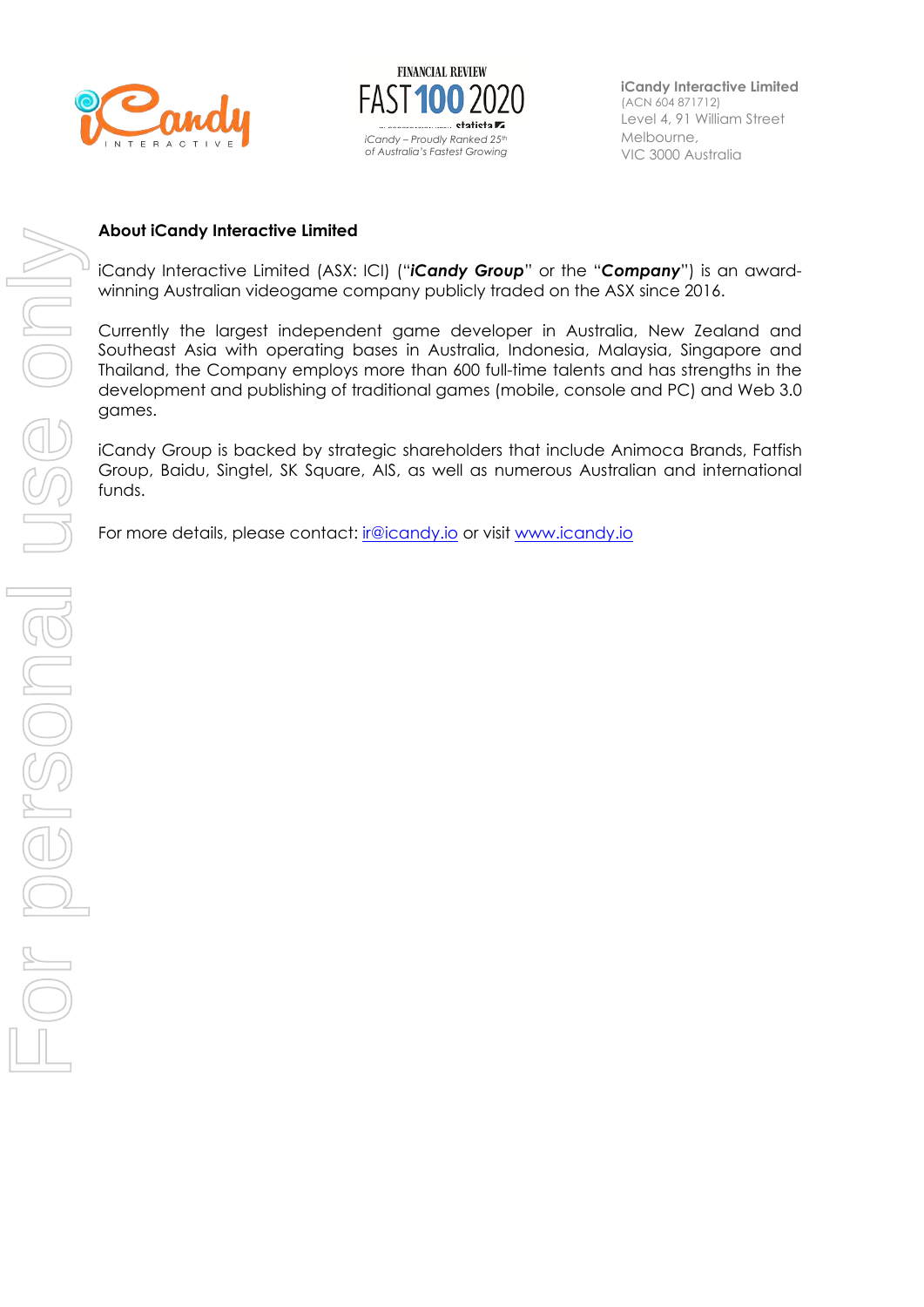iCandy Interactive Limited
(ACN 604 871712)
Level 4, 91 William Street
Melbourne,
VIC 3000 Australia

FINANCIAL REVIEW FAST 100 2020
*iCandy – Proudly Ranked 25th of Australia's Fastest Growing*

**About iCandy Interactive Limited**

iCandy Interactive Limited (ASX: ICI) ("***iCandy Group***" or the "***Company***") is an award-winning Australian videogame company publicly traded on the ASX since 2016.

Currently the largest independent game developer in Australia, New Zealand and Southeast Asia with operating bases in Australia, Indonesia, Malaysia, Singapore and Thailand, the Company employs more than 600 full-time talents and has strengths in the development and publishing of traditional games (mobile, console and PC) and Web 3.0 games.

iCandy Group is backed by strategic shareholders that include Animoca Brands, Fatfish Group, Baidu, Singtel, SK Square, AIS, as well as numerous Australian and international funds.

For more details, please contact: [ir@icandy.io](mailto:ir@icandy.io) or visit [www.icandy.io](http://www.icandy.io)